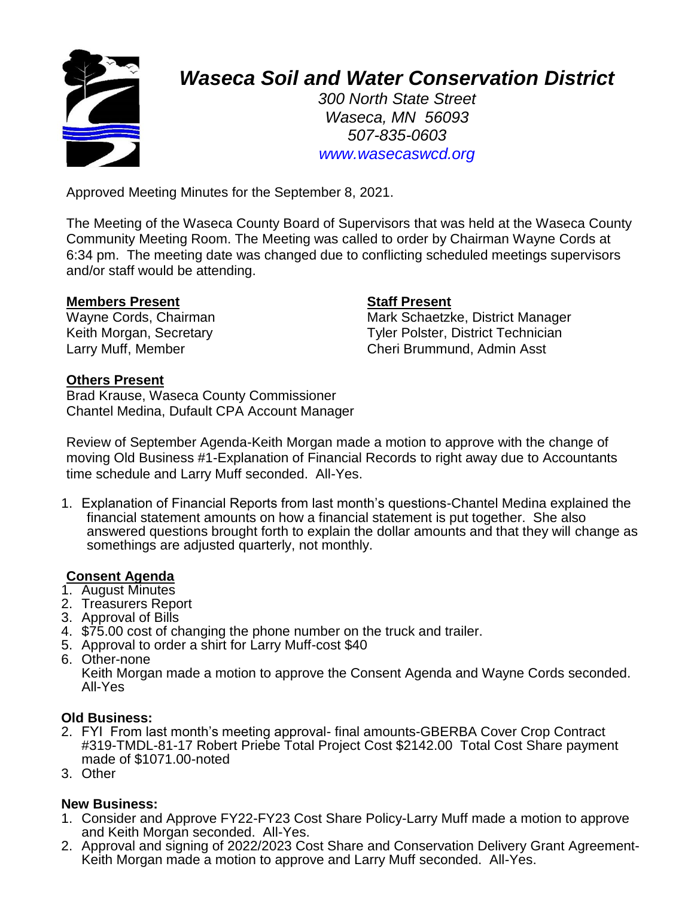# *Waseca Soil and Water Conservation District*

*300 North State Street*
*Waseca, MN 56093*
*507-835-0603*
*www.wasecaswcd.org*

Approved Meeting Minutes for the September 8, 2021.

The Meeting of the Waseca County Board of Supervisors that was held at the Waseca County Community Meeting Room. The Meeting was called to order by Chairman Wayne Cords at 6:34 pm. The meeting date was changed due to conflicting scheduled meetings supervisors and/or staff would be attending.

**Members Present**
Wayne Cords, Chairman
Keith Morgan, Secretary
Larry Muff, Member

**Staff Present**
Mark Schaetzke, District Manager
Tyler Polster, District Technician
Cheri Brummund, Admin Asst

**Others Present**
Brad Krause, Waseca County Commissioner
Chantel Medina, Dufault CPA Account Manager

Review of September Agenda-Keith Morgan made a motion to approve with the change of moving Old Business #1-Explanation of Financial Records to right away due to Accountants time schedule and Larry Muff seconded. All-Yes.

1. Explanation of Financial Reports from last month's questions-Chantel Medina explained the financial statement amounts on how a financial statement is put together. She also answered questions brought forth to explain the dollar amounts and that they will change as somethings are adjusted quarterly, not monthly.

**Consent Agenda**
1. August Minutes
2. Treasurers Report
3. Approval of Bills
4. $75.00 cost of changing the phone number on the truck and trailer.
5. Approval to order a shirt for Larry Muff-cost $40
6. Other-none
   Keith Morgan made a motion to approve the Consent Agenda and Wayne Cords seconded. All-Yes

**Old Business:**
2. FYI From last month's meeting approval- final amounts-GBERBA Cover Crop Contract #319-TMDL-81-17 Robert Priebe Total Project Cost $2142.00 Total Cost Share payment made of $1071.00-noted
3. Other

**New Business:**
1. Consider and Approve FY22-FY23 Cost Share Policy-Larry Muff made a motion to approve and Keith Morgan seconded. All-Yes.
2. Approval and signing of 2022/2023 Cost Share and Conservation Delivery Grant Agreement-Keith Morgan made a motion to approve and Larry Muff seconded. All-Yes.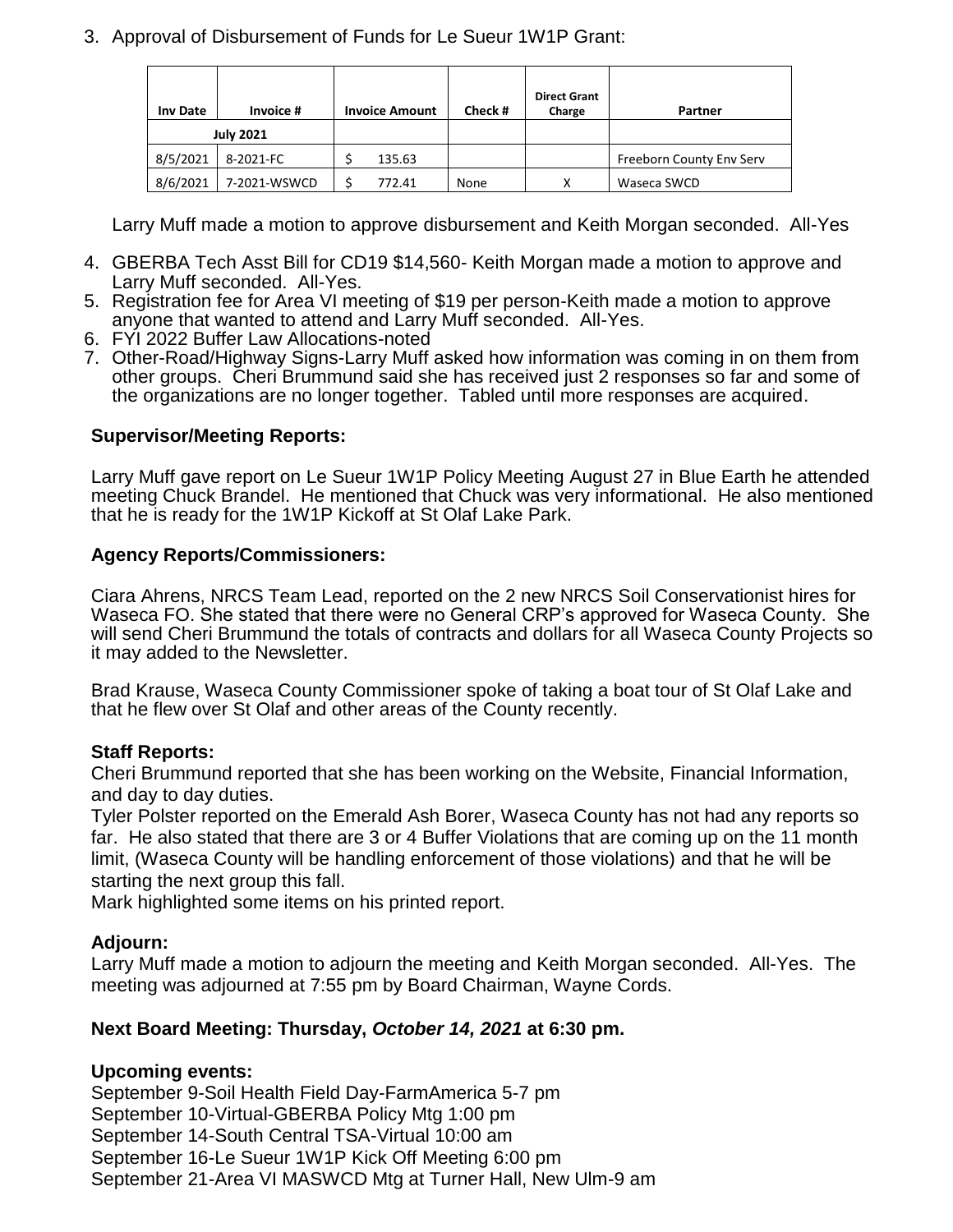3. Approval of Disbursement of Funds for Le Sueur 1W1P Grant:

| Inv Date | Invoice # | Invoice Amount | Check # | Direct Grant Charge | Partner |
|---|---|---|---|---|---|
| July 2021 | | | | | |
| 8/5/2021 | 8-2021-FC | $ 135.63 | | | Freeborn County Env Serv |
| 8/6/2021 | 7-2021-WSWCD | $ 772.41 | None | X | Waseca SWCD |

Larry Muff made a motion to approve disbursement and Keith Morgan seconded. All-Yes

4. GBERBA Tech Asst Bill for CD19 $14,560- Keith Morgan made a motion to approve and Larry Muff seconded. All-Yes.
5. Registration fee for Area VI meeting of $19 per person-Keith made a motion to approve anyone that wanted to attend and Larry Muff seconded. All-Yes.
6. FYI 2022 Buffer Law Allocations-noted
7. Other-Road/Highway Signs-Larry Muff asked how information was coming in on them from other groups. Cheri Brummund said she has received just 2 responses so far and some of the organizations are no longer together. Tabled until more responses are acquired.

### Supervisor/Meeting Reports:

Larry Muff gave report on Le Sueur 1W1P Policy Meeting August 27 in Blue Earth he attended meeting Chuck Brandel. He mentioned that Chuck was very informational. He also mentioned that he is ready for the 1W1P Kickoff at St Olaf Lake Park.

### Agency Reports/Commissioners:

Ciara Ahrens, NRCS Team Lead, reported on the 2 new NRCS Soil Conservationist hires for Waseca FO. She stated that there were no General CRP's approved for Waseca County. She will send Cheri Brummund the totals of contracts and dollars for all Waseca County Projects so it may added to the Newsletter.

Brad Krause, Waseca County Commissioner spoke of taking a boat tour of St Olaf Lake and that he flew over St Olaf and other areas of the County recently.

### Staff Reports:

Cheri Brummund reported that she has been working on the Website, Financial Information, and day to day duties.

Tyler Polster reported on the Emerald Ash Borer, Waseca County has not had any reports so far. He also stated that there are 3 or 4 Buffer Violations that are coming up on the 11 month limit, (Waseca County will be handling enforcement of those violations) and that he will be starting the next group this fall.

Mark highlighted some items on his printed report.

### Adjourn:

Larry Muff made a motion to adjourn the meeting and Keith Morgan seconded. All-Yes. The meeting was adjourned at 7:55 pm by Board Chairman, Wayne Cords.

### Next Board Meeting: Thursday, *October 14, 2021* at 6:30 pm.

### Upcoming events:

September 9-Soil Health Field Day-FarmAmerica 5-7 pm
September 10-Virtual-GBERBA Policy Mtg 1:00 pm
September 14-South Central TSA-Virtual 10:00 am
September 16-Le Sueur 1W1P Kick Off Meeting 6:00 pm
September 21-Area VI MASWCD Mtg at Turner Hall, New Ulm-9 am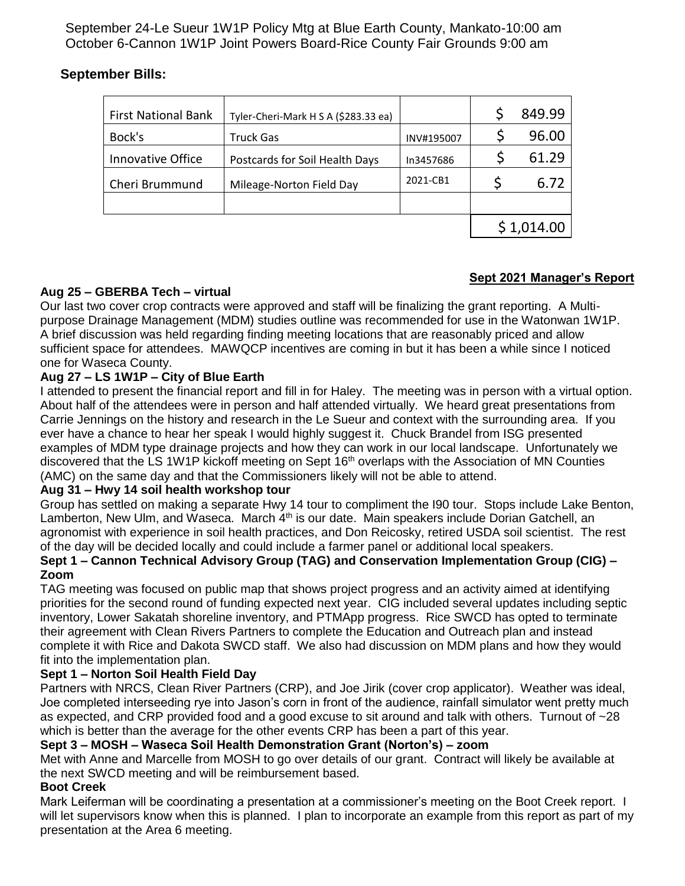September 24-Le Sueur 1W1P Policy Mtg at Blue Earth County, Mankato-10:00 am
October 6-Cannon 1W1P Joint Powers Board-Rice County Fair Grounds 9:00 am

**September Bills:**

| | | | |
|---|---|---|---|
| First National Bank | Tyler-Cheri-Mark H S A ($283.33 ea) | | $ 849.99 |
| Bock's | Truck Gas | INV#195007 | $ 96.00 |
| Innovative Office | Postcards for Soil Health Days | In3457686 | $ 61.29 |
| Cheri Brummund | Mileage-Norton Field Day | 2021-CB1 | $ 6.72 |
| | | | |
| | | | $ 1,014.00 |

**Sept 2021 Manager's Report**

**Aug 25 – GBERBA Tech – virtual**

Our last two cover crop contracts were approved and staff will be finalizing the grant reporting. A Multi-purpose Drainage Management (MDM) studies outline was recommended for use in the Watonwan 1W1P. A brief discussion was held regarding finding meeting locations that are reasonably priced and allow sufficient space for attendees. MAWQCP incentives are coming in but it has been a while since I noticed one for Waseca County.

**Aug 27 – LS 1W1P – City of Blue Earth**

I attended to present the financial report and fill in for Haley. The meeting was in person with a virtual option. About half of the attendees were in person and half attended virtually. We heard great presentations from Carrie Jennings on the history and research in the Le Sueur and context with the surrounding area. If you ever have a chance to hear her speak I would highly suggest it. Chuck Brandel from ISG presented examples of MDM type drainage projects and how they can work in our local landscape. Unfortunately we discovered that the LS 1W1P kickoff meeting on Sept 16th overlaps with the Association of MN Counties (AMC) on the same day and that the Commissioners likely will not be able to attend.

**Aug 31 – Hwy 14 soil health workshop tour**

Group has settled on making a separate Hwy 14 tour to compliment the I90 tour. Stops include Lake Benton, Lamberton, New Ulm, and Waseca. March 4th is our date. Main speakers include Dorian Gatchell, an agronomist with experience in soil health practices, and Don Reicosky, retired USDA soil scientist. The rest of the day will be decided locally and could include a farmer panel or additional local speakers.

**Sept 1 – Cannon Technical Advisory Group (TAG) and Conservation Implementation Group (CIG) – Zoom**

TAG meeting was focused on public map that shows project progress and an activity aimed at identifying priorities for the second round of funding expected next year. CIG included several updates including septic inventory, Lower Sakatah shoreline inventory, and PTMApp progress. Rice SWCD has opted to terminate their agreement with Clean Rivers Partners to complete the Education and Outreach plan and instead complete it with Rice and Dakota SWCD staff. We also had discussion on MDM plans and how they would fit into the implementation plan.

**Sept 1 – Norton Soil Health Field Day**

Partners with NRCS, Clean River Partners (CRP), and Joe Jirik (cover crop applicator). Weather was ideal, Joe completed interseeding rye into Jason's corn in front of the audience, rainfall simulator went pretty much as expected, and CRP provided food and a good excuse to sit around and talk with others. Turnout of ~28 which is better than the average for the other events CRP has been a part of this year.

**Sept 3 – MOSH – Waseca Soil Health Demonstration Grant (Norton's) – zoom**

Met with Anne and Marcelle from MOSH to go over details of our grant. Contract will likely be available at the next SWCD meeting and will be reimbursement based.

**Boot Creek**

Mark Leiferman will be coordinating a presentation at a commissioner's meeting on the Boot Creek report. I will let supervisors know when this is planned. I plan to incorporate an example from this report as part of my presentation at the Area 6 meeting.